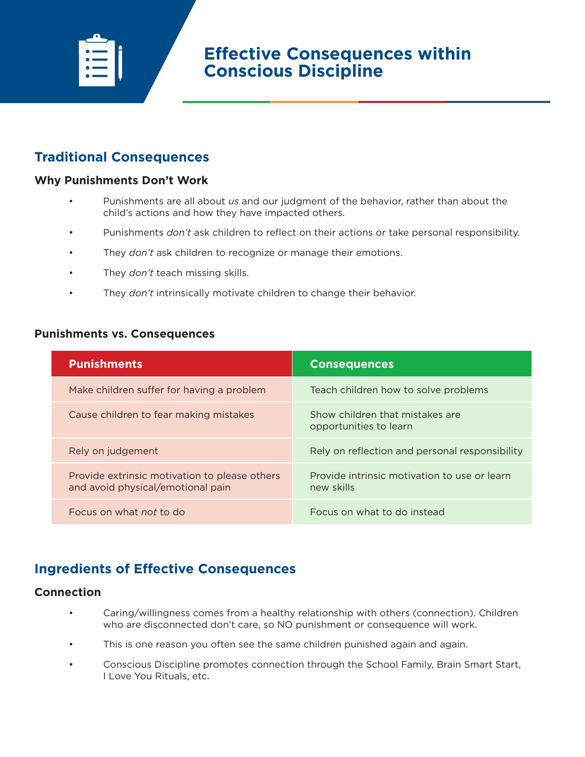# Effective Consequences within Conscious Discipline

## Traditional Consequences

### Why Punishments Don't Work

- Punishments are all about *us* and our judgment of the behavior, rather than about the child's actions and how they have impacted others.
- Punishments *don't* ask children to reflect on their actions or take personal responsibility.
- They *don't* ask children to recognize or manage their emotions.
- They *don't* teach missing skills.
- They *don't* intrinsically motivate children to change their behavior.

### Punishments vs. Consequences

| Punishments | Consequences |
|---|---|
| Make children suffer for having a problem | Teach children how to solve problems |
| Cause children to fear making mistakes | Show children that mistakes are opportunities to learn |
| Rely on judgement | Rely on reflection and personal responsibility |
| Provide extrinsic motivation to please others and avoid physical/emotional pain | Provide intrinsic motivation to use or learn new skills |
| Focus on what *not* to do | Focus on what to do instead |

## Ingredients of Effective Consequences

### Connection

- Caring/willingness comes from a healthy relationship with others (connection). Children who are disconnected don't care, so NO punishment or consequence will work.
- This is one reason you often see the same children punished again and again.
- Conscious Discipline promotes connection through the School Family, Brain Smart Start, I Love You Rituals, etc.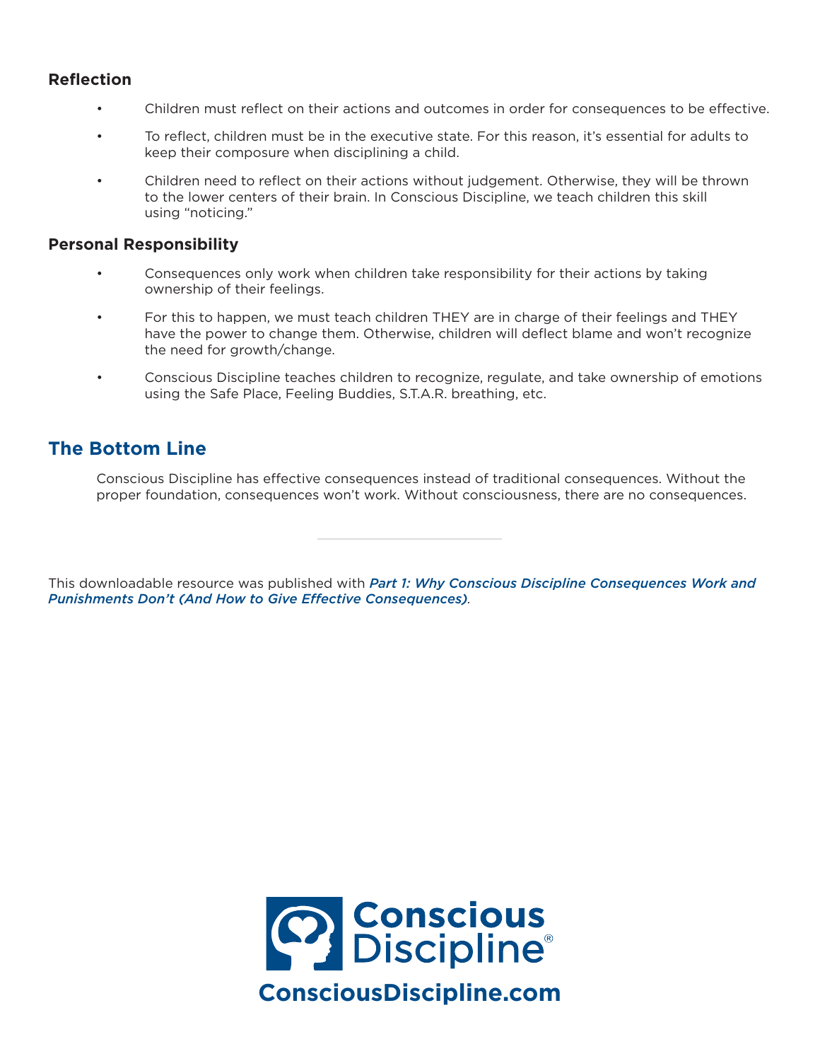### Reflection

- Children must reflect on their actions and outcomes in order for consequences to be effective.
- To reflect, children must be in the executive state. For this reason, it's essential for adults to keep their composure when disciplining a child.
- Children need to reflect on their actions without judgement. Otherwise, they will be thrown to the lower centers of their brain. In Conscious Discipline, we teach children this skill using "noticing."

### Personal Responsibility

- Consequences only work when children take responsibility for their actions by taking ownership of their feelings.
- For this to happen, we must teach children THEY are in charge of their feelings and THEY have the power to change them. Otherwise, children will deflect blame and won't recognize the need for growth/change.
- Conscious Discipline teaches children to recognize, regulate, and take ownership of emotions using the Safe Place, Feeling Buddies, S.T.A.R. breathing, etc.

## The Bottom Line

Conscious Discipline has effective consequences instead of traditional consequences. Without the proper foundation, consequences won't work. Without consciousness, there are no consequences.

---

This downloadable resource was published with ***Part 1: Why Conscious Discipline Consequences Work and Punishments Don't (And How to Give Effective Consequences)***.

Conscious Discipline®

**ConsciousDiscipline.com**